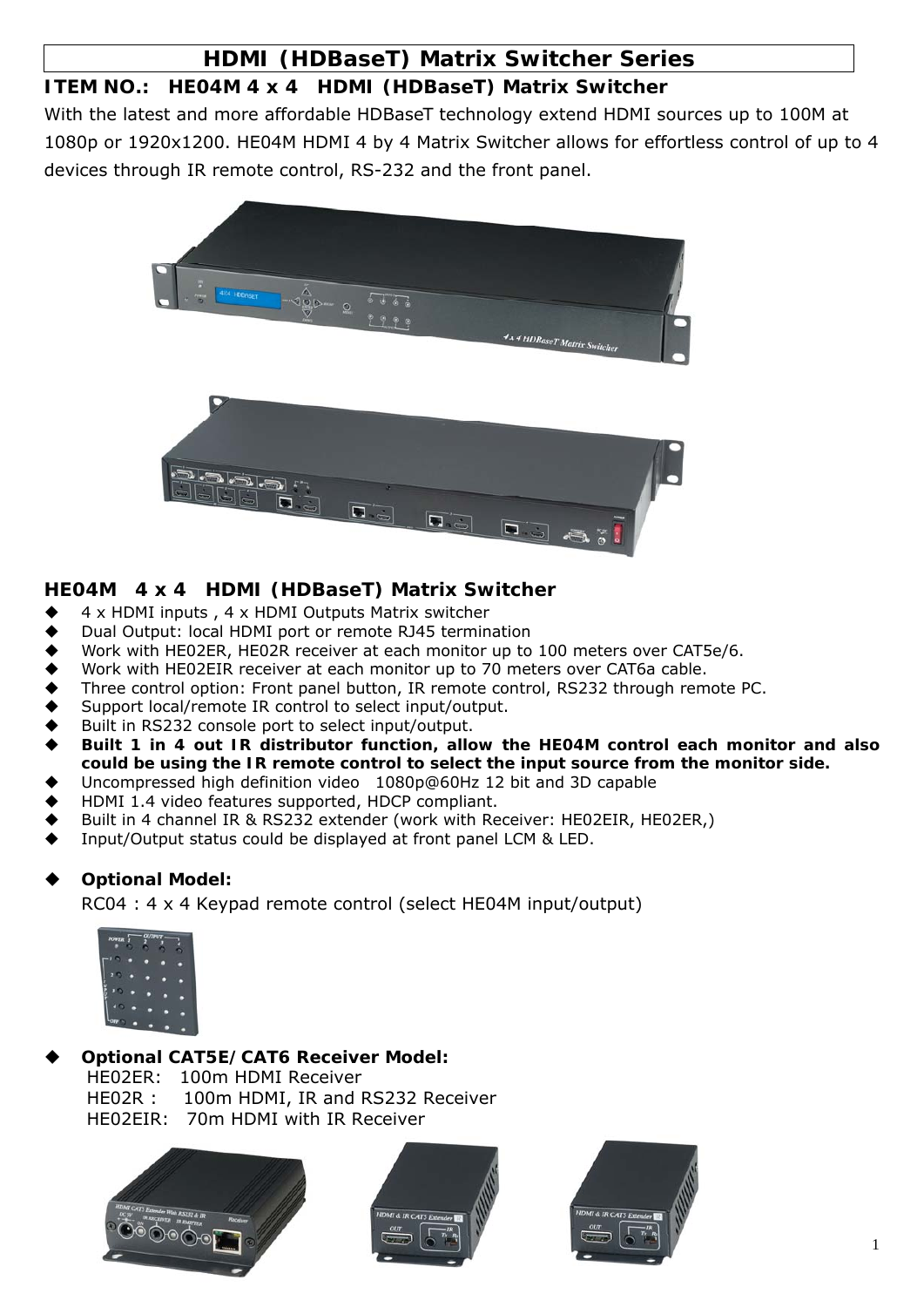# HDMI (HDBaseT) Matrix Switcher Series

**ITEM NO.: HE04M 4 x 4 HDMI (HDBaseT) Matrix Switcher**

With the latest and more affordable HDBaseT technology extend HDMI sources up to 100M at 1080p or 1920x1200. HE04M HDMI 4 by 4 Matrix Switcher allows for effortless control of up to 4 devices through IR remote control, RS-232 and the front panel.

## HE04M 4 x 4 HDMI (HDBaseT) Matrix Switcher

- 4 x HDMI inputs , 4 x HDMI Outputs Matrix switcher
- Dual Output: local HDMI port or remote RJ45 termination
- Work with HE02ER, HE02R receiver at each monitor up to 100 meters over CAT5e/6.
- Work with HE02EIR receiver at each monitor up to 70 meters over CAT6a cable.
- Three control option: Front panel button, IR remote control, RS232 through remote PC.
- Support local/remote IR control to select input/output.
- Built in RS232 console port to select input/output.
- **Built 1 in 4 out IR distributor function, allow the HE04M control each monitor and also could be using the IR remote control to select the input source from the monitor side.**
- Uncompressed high definition video 1080p@60Hz 12 bit and 3D capable
- HDMI 1.4 video features supported, HDCP compliant.
- Built in 4 channel IR & RS232 extender (work with Receiver: HE02EIR, HE02ER,)
- Input/Output status could be displayed at front panel LCM & LED.

- **Optional Model:**
  RC04 : 4 x 4 Keypad remote control (select HE04M input/output)

- **Optional CAT5E/CAT6 Receiver Model:**
  HE02ER: 100m HDMI Receiver
  HE02R : 100m HDMI, IR and RS232 Receiver
  HE02EIR: 70m HDMI with IR Receiver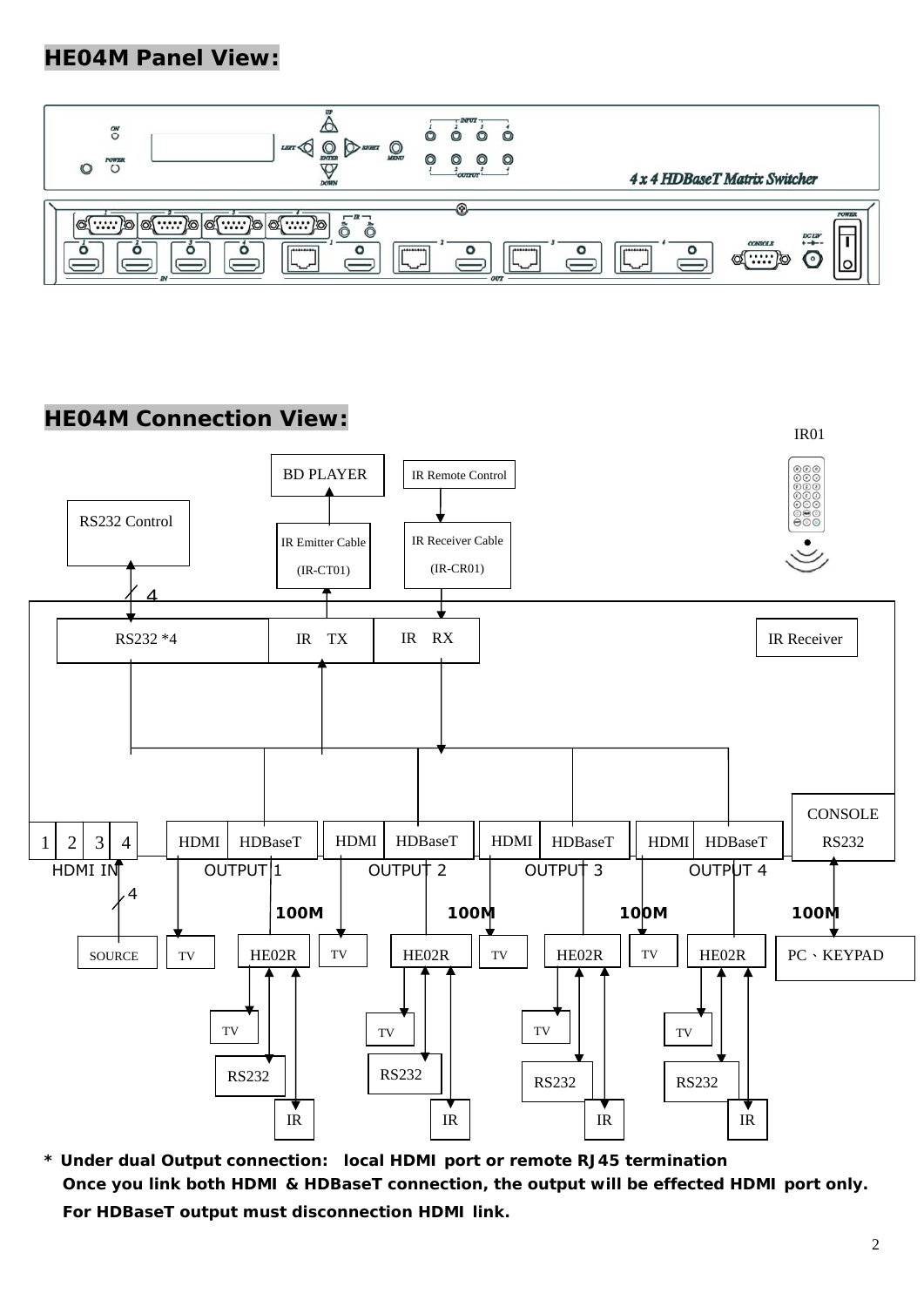## HE04M Panel View:

## HE04M Connection View:

* **Under dual Output connection: local HDMI port or remote RJ45 termination**
  **Once you link both HDMI & HDBaseT connection, the output will be effected HDMI port only.**
  **For HDBaseT output must disconnection HDMI link.**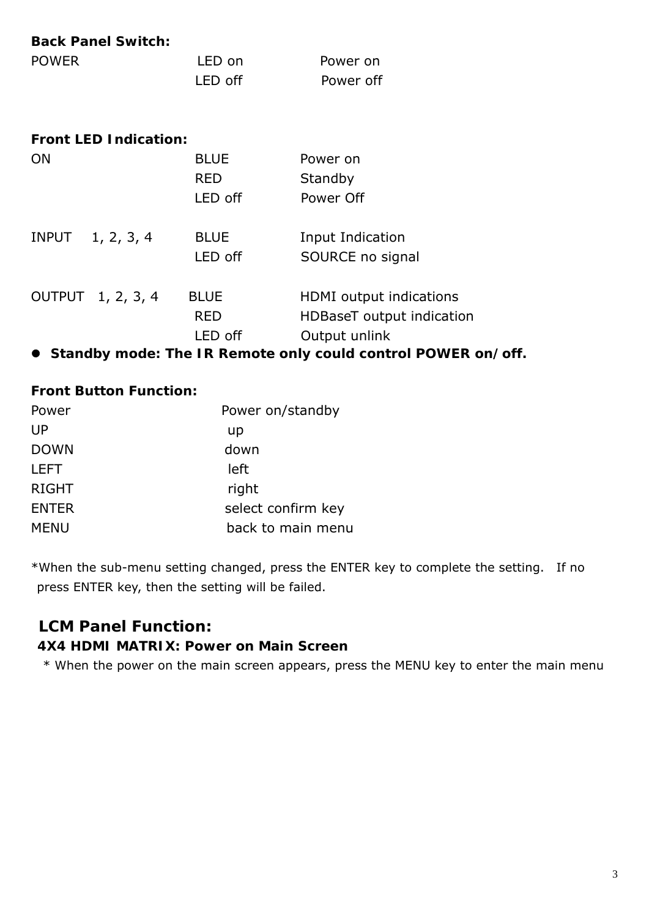**Back Panel Switch:**

| POWER | LED on | Power on |
|---|---|---|
| | LED off | Power off |

**Front LED Indication:**

| ON | BLUE | Power on |
|---|---|---|
| | RED | Standby |
| | LED off | Power Off |
| INPUT 1, 2, 3, 4 | BLUE | Input Indication |
| | LED off | SOURCE no signal |
| OUTPUT 1, 2, 3, 4 | BLUE | HDMI output indications |
| | RED | HDBaseT output indication |
| | LED off | Output unlink |

- **Standby mode: The IR Remote only could control POWER on/off.**

**Front Button Function:**

| Power | Power on/standby |
|---|---|
| UP | up |
| DOWN | down |
| LEFT | left |
| RIGHT | right |
| ENTER | select confirm key |
| MENU | back to main menu |

*When the sub-menu setting changed, press the ENTER key to complete the setting. If no press ENTER key, then the setting will be failed.

## LCM Panel Function:

**4X4 HDMI MATRIX: Power on Main Screen**

* When the power on the main screen appears, press the MENU key to enter the main menu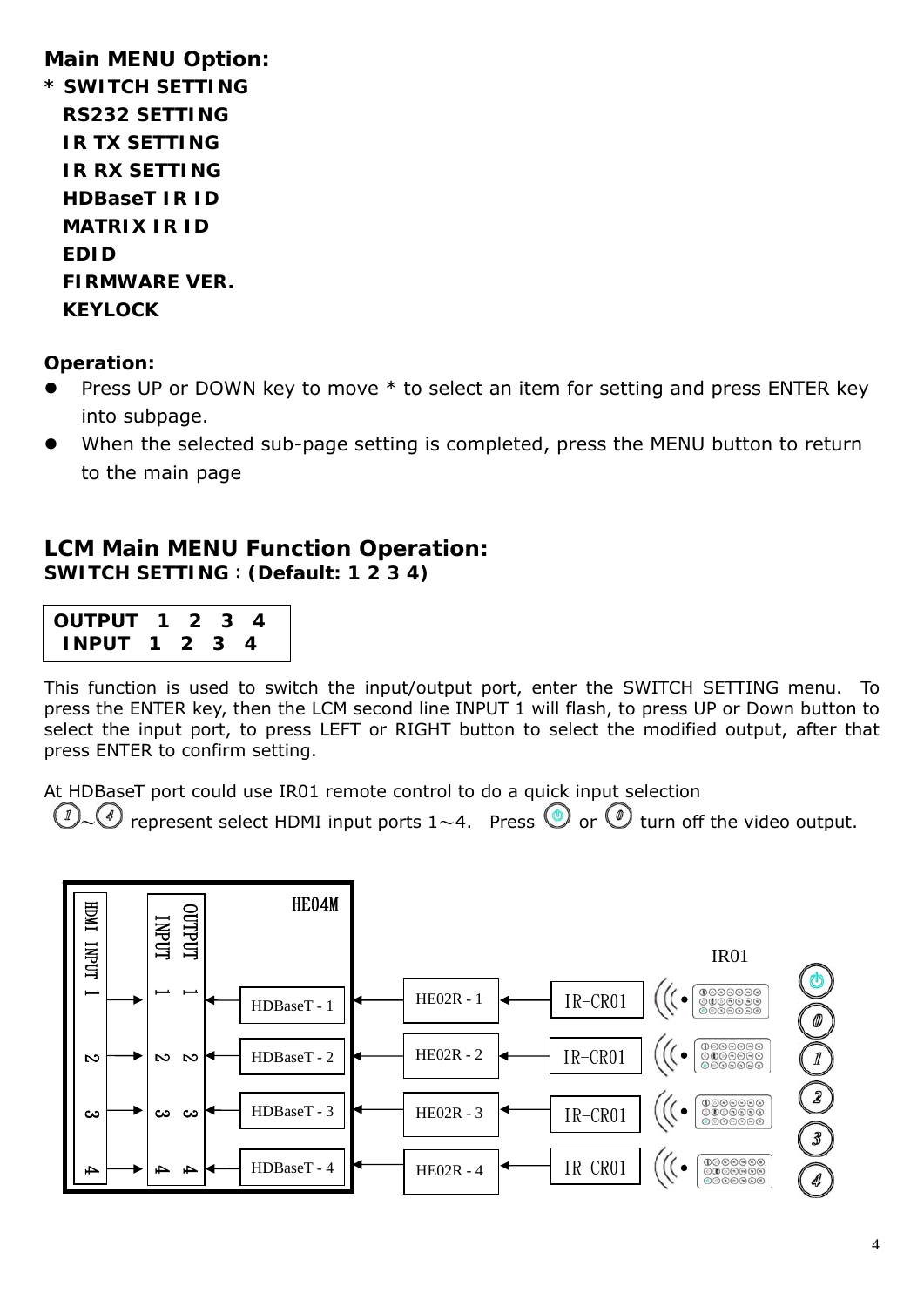**Main MENU Option:**

\* **SWITCH SETTING**
**RS232 SETTING**
**IR TX SETTING**
**IR RX SETTING**
**HDBaseT IR ID**
**MATRIX IR ID**
**EDID**
**FIRMWARE VER.**
**KEYLOCK**

**Operation:**

- Press UP or DOWN key to move * to select an item for setting and press ENTER key into subpage.
- When the selected sub-page setting is completed, press the MENU button to return to the main page

## LCM Main MENU Function Operation:

**SWITCH SETTING**：**(Default: 1 2 3 4)**

```
OUTPUT  1  2  3  4
 INPUT  1  2  3  4
```

This function is used to switch the input/output port, enter the SWITCH SETTING menu. To press the ENTER key, then the LCM second line INPUT 1 will flash, to press UP or Down button to select the input port, to press LEFT or RIGHT button to select the modified output, after that press ENTER to confirm setting.

At HDBaseT port could use IR01 remote control to do a quick input selection
①～④ represent select HDMI input ports 1～4. Press ⏻ or ⓪ turn off the video output.

HE04M
HDMI INPUT 1 2 3 4
OUTPUT 1 2 3 4
INPUT 1 2 3 4
HDBaseT - 1 ← HE02R - 1 ← IR-CR01
HDBaseT - 2 ← HE02R - 2 ← IR-CR01
HDBaseT - 3 ← HE02R - 3 ← IR-CR01
HDBaseT - 4 ← HE02R - 4 ← IR-CR01
IR01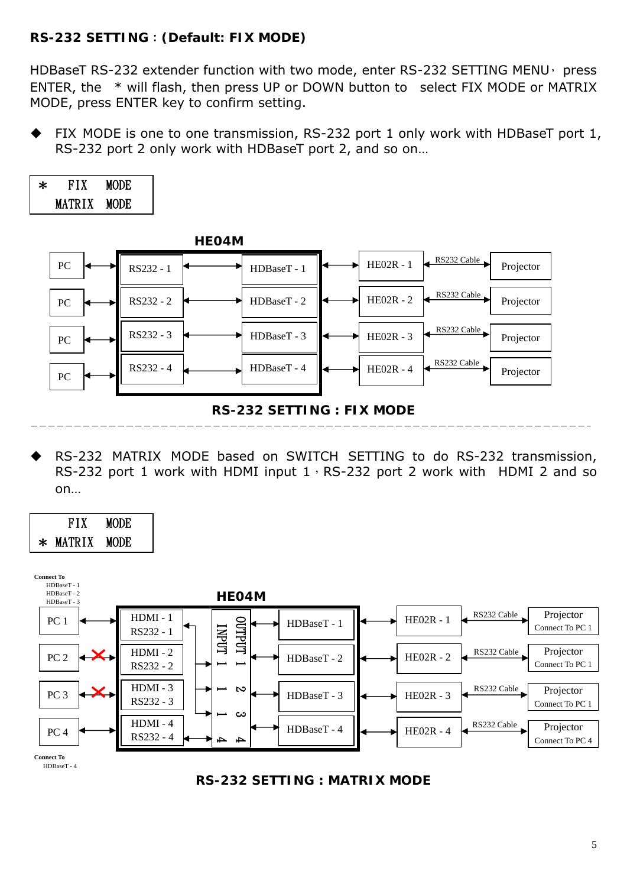**RS-232 SETTING：(Default: FIX MODE)**

HDBaseT RS-232 extender function with two mode, enter RS-232 SETTING MENU，press ENTER, the * will flash, then press UP or DOWN button to select FIX MODE or MATRIX MODE, press ENTER key to confirm setting.

- FIX MODE is one to one transmission, RS-232 port 1 only work with HDBaseT port 1, RS-232 port 2 only work with HDBaseT port 2, and so on…

```
*  FIX    MODE
   MATRIX MODE
```

**HE04M**

| | | HE04M | | | | | |
|---|---|---|---|---|---|---|---|
| PC | ↔ | RS232 - 1 | ↔ | HDBaseT - 1 | ↔ HE02R - 1 | RS232 Cable ↔ | Projector |
| PC | ↔ | RS232 - 2 | ↔ | HDBaseT - 2 | ↔ HE02R - 2 | RS232 Cable ↔ | Projector |
| PC | ↔ | RS232 - 3 | ↔ | HDBaseT - 3 | ↔ HE02R - 3 | RS232 Cable ↔ | Projector |
| PC | ↔ | RS232 - 4 | ↔ | HDBaseT - 4 | ↔ HE02R - 4 | RS232 Cable ↔ | Projector |

**RS-232 SETTING : FIX MODE**

---

- RS-232 MATRIX MODE based on SWITCH SETTING to do RS-232 transmission, RS-232 port 1 work with HDMI input 1，RS-232 port 2 work with HDMI 2 and so on…

```
   FIX    MODE
*  MATRIX MODE
```

**HE04M**

Connect To HDBaseT - 1, HDBaseT - 2, HDBaseT - 3

| | | HE04M | | | | | | |
|---|---|---|---|---|---|---|---|---|
| PC 1 | ↔ | HDMI - 1 / RS232 - 1 | INPUT 1 → OUTPUT 1 | HDBaseT - 1 | ↔ HE02R - 1 | RS232 Cable ↔ | Projector Connect To PC 1 |
| PC 2 | ✕ | HDMI - 2 / RS232 - 2 | INPUT 1 → OUTPUT 2 | HDBaseT - 2 | ↔ HE02R - 2 | RS232 Cable ↔ | Projector Connect To PC 1 |
| PC 3 | ✕ | HDMI - 3 / RS232 - 3 | INPUT 1 → OUTPUT 3 | HDBaseT - 3 | ↔ HE02R - 3 | RS232 Cable ↔ | Projector Connect To PC 1 |
| PC 4 | ↔ | HDMI - 4 / RS232 - 4 | INPUT 4 → OUTPUT 4 | HDBaseT - 4 | ↔ HE02R - 4 | RS232 Cable ↔ | Projector Connect To PC 4 |

Connect To HDBaseT - 4

**RS-232 SETTING : MATRIX MODE**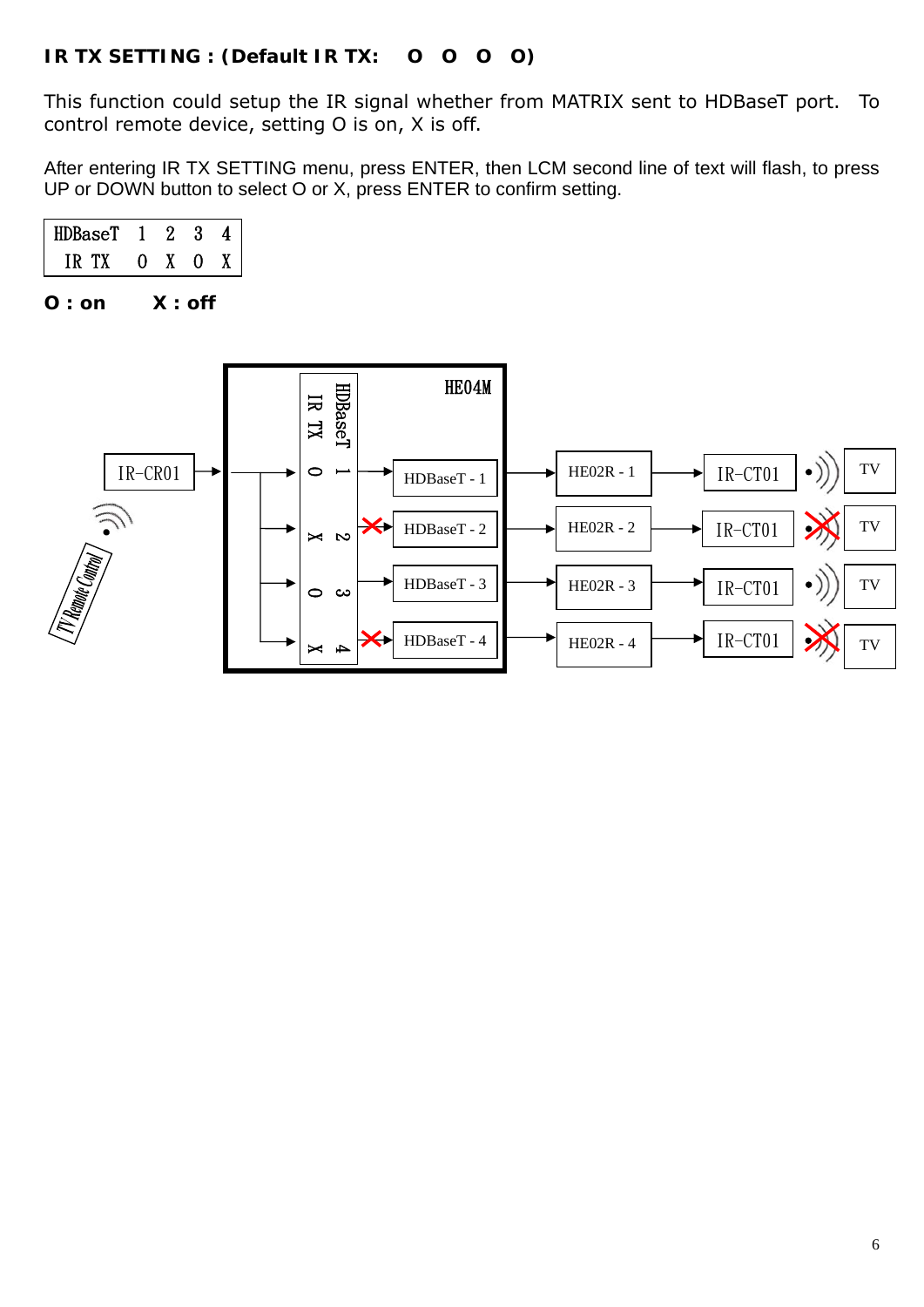**IR TX SETTING : (Default IR TX: O O O O)**

This function could setup the IR signal whether from MATRIX sent to HDBaseT port. To control remote device, setting O is on, X is off.

After entering IR TX SETTING menu, press ENTER, then LCM second line of text will flash, to press UP or DOWN button to select O or X, press ENTER to confirm setting.

```
HDBaseT  1  2  3  4
 IR TX   O  X  O  X
```

**O : on     X : off**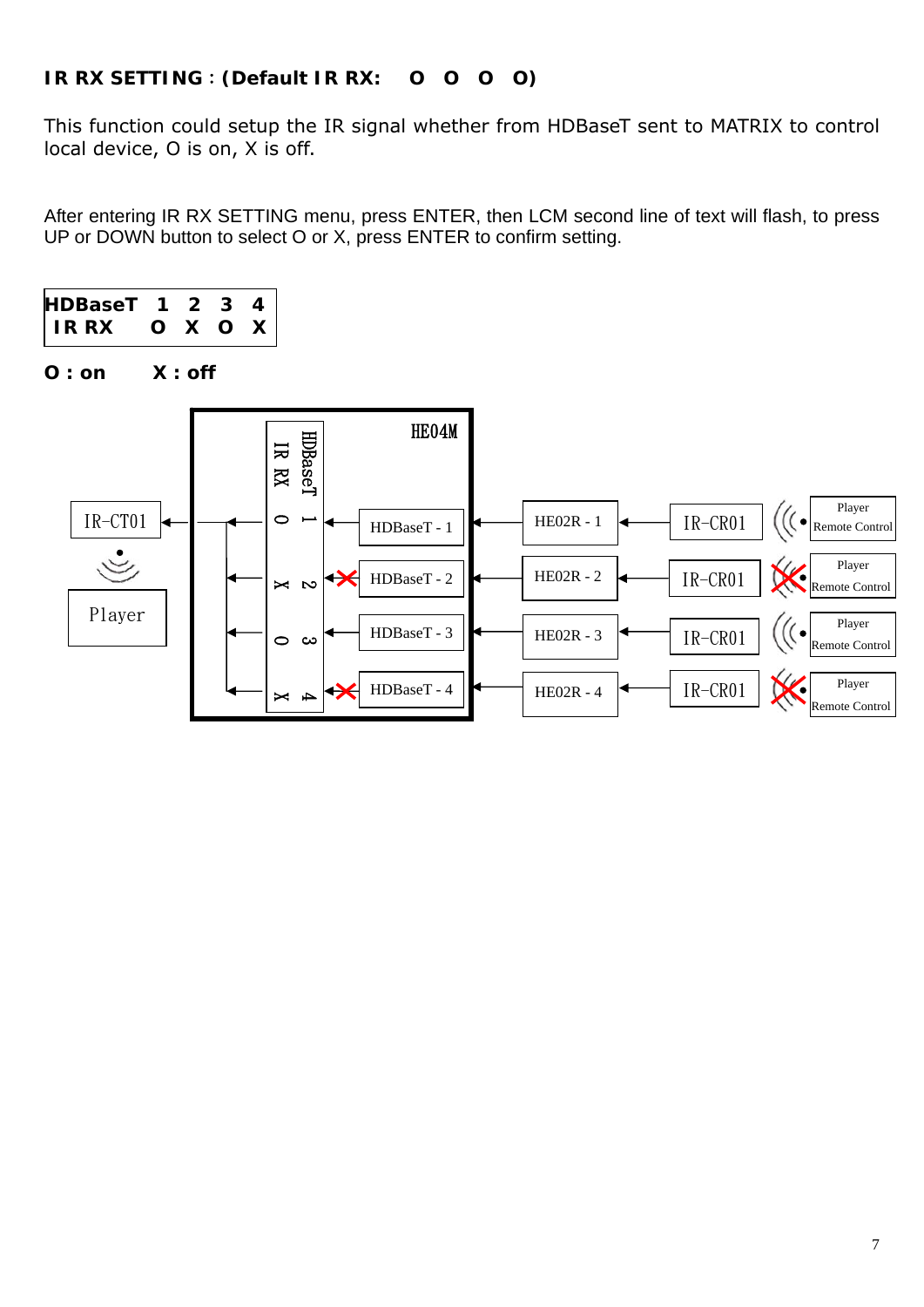**IR RX SETTING**：**(Default IR RX: O O O O)**

This function could setup the IR signal whether from HDBaseT sent to MATRIX to control local device, O is on, X is off.

After entering IR RX SETTING menu, press ENTER, then LCM second line of text will flash, to press UP or DOWN button to select O or X, press ENTER to confirm setting.

| HDBaseT | 1 | 2 | 3 | 4 |
|---|---|---|---|---|
| IR RX | O | X | O | X |

**O : on X : off**

HE04M

HDBaseT IR RX

| HDBaseT | IR RX | Input | Receiver | IR | Source |
|---|---|---|---|---|---|
| 1 | O | HDBaseT - 1 | HE02R - 1 | IR-CR01 | Player Remote Control |
| 2 | X | HDBaseT - 2 | HE02R - 2 | IR-CR01 | Player Remote Control |
| 3 | O | HDBaseT - 3 | HE02R - 3 | IR-CR01 | Player Remote Control |
| 4 | X | HDBaseT - 4 | HE02R - 4 | IR-CR01 | Player Remote Control |

IR-CT01

Player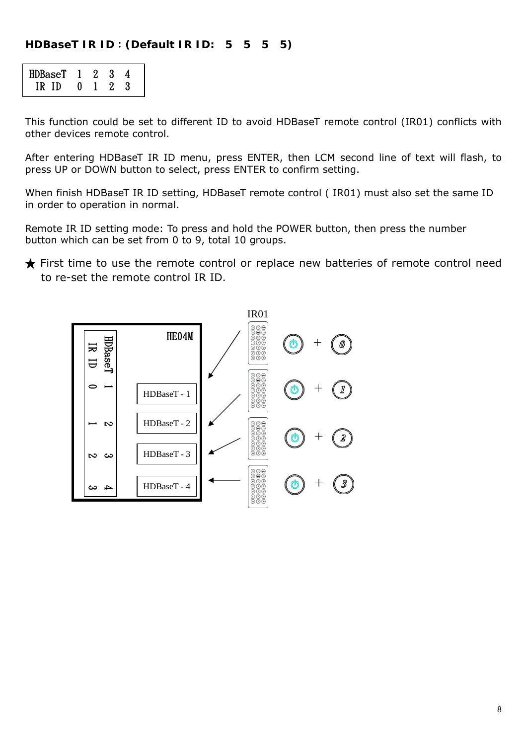**HDBaseT IR ID：(Default IR ID: 5 5 5 5)**

| HDBaseT | 1 | 2 | 3 | 4 |
|---|---|---|---|---|
| IR ID | 0 | 1 | 2 | 3 |

This function could be set to different ID to avoid HDBaseT remote control (IR01) conflicts with other devices remote control.

After entering HDBaseT IR ID menu, press ENTER, then LCM second line of text will flash, to press UP or DOWN button to select, press ENTER to confirm setting.

When finish HDBaseT IR ID setting, HDBaseT remote control ( IR01) must also set the same ID in order to operation in normal.

Remote IR ID setting mode: To press and hold the POWER button, then press the number button which can be set from 0 to 9, total 10 groups.

★ First time to use the remote control or replace new batteries of remote control need to re-set the remote control IR ID.

IR01

HE04M

| HDBaseT | 1 | 2 | 3 | 4 |
|---|---|---|---|---|
| IR ID | 0 | 1 | 2 | 3 |

HDBaseT - 1 ← IR01: ⏻ + 0

HDBaseT - 2 ← IR01: ⏻ + 1

HDBaseT - 3 ← IR01: ⏻ + 2

HDBaseT - 4 ← IR01: ⏻ + 3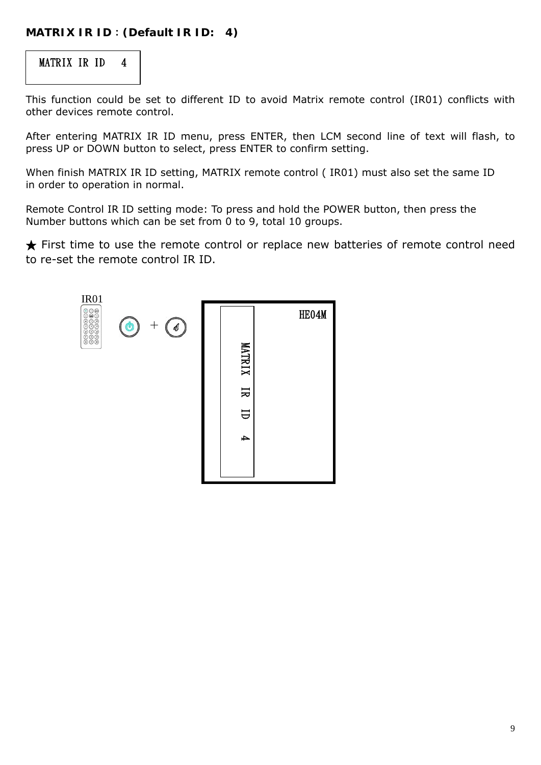**MATRIX IR ID**：**(Default IR ID: 4)**

```
MATRIX IR ID   4
```

This function could be set to different ID to avoid Matrix remote control (IR01) conflicts with other devices remote control.

After entering MATRIX IR ID menu, press ENTER, then LCM second line of text will flash, to press UP or DOWN button to select, press ENTER to confirm setting.

When finish MATRIX IR ID setting, MATRIX remote control ( IR01) must also set the same ID in order to operation in normal.

Remote Control IR ID setting mode: To press and hold the POWER button, then press the Number buttons which can be set from 0 to 9, total 10 groups.

★ First time to use the remote control or replace new batteries of remote control need to re-set the remote control IR ID.

IR01

+

HE04M

MATRIX IR ID 4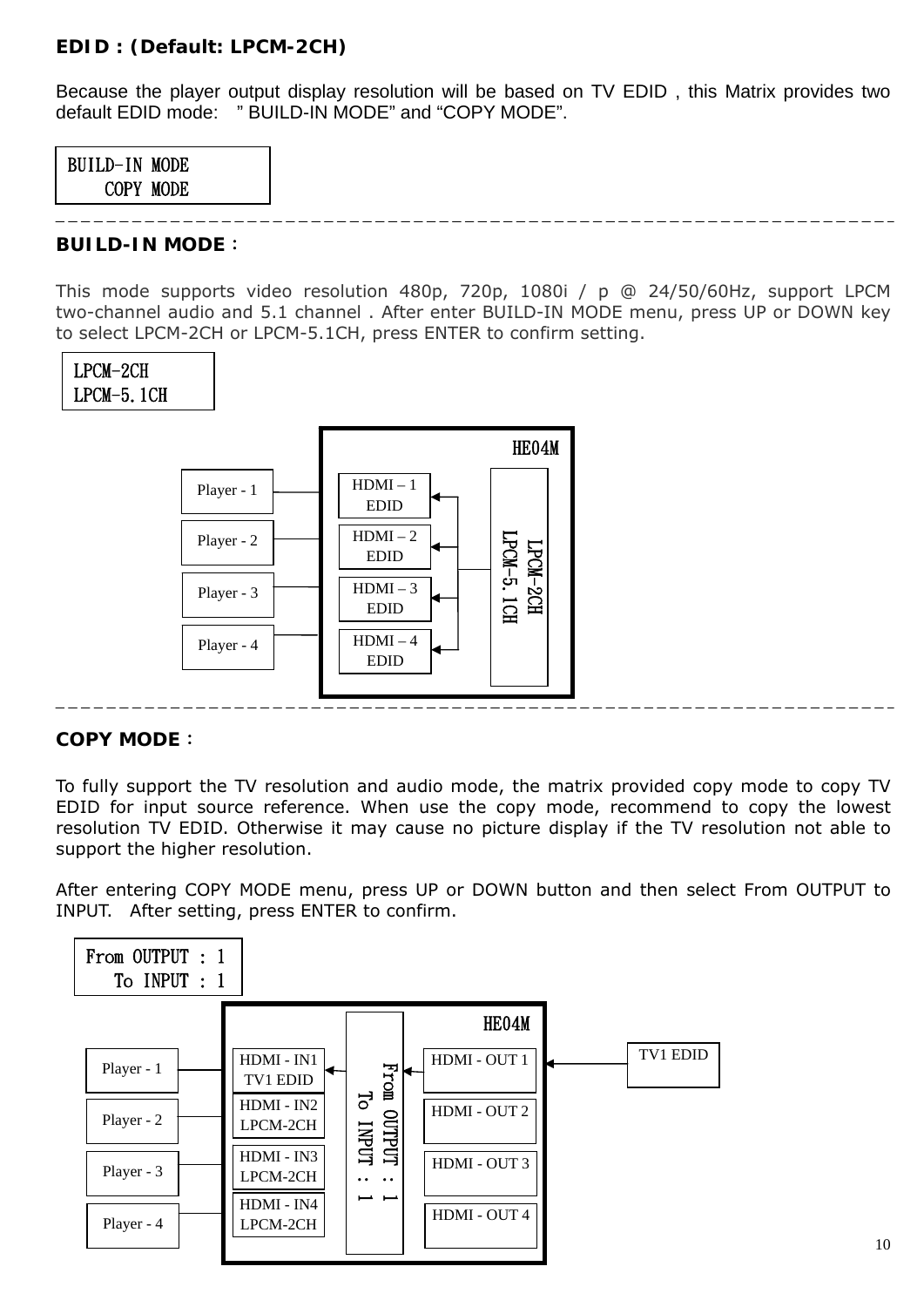**EDID : (Default: LPCM-2CH)**

Because the player output display resolution will be based on TV EDID , this Matrix provides two default EDID mode: " BUILD-IN MODE" and "COPY MODE".

```
BUILD-IN MODE
    COPY MODE
```

---

**BUILD-IN MODE**：

This mode supports video resolution 480p, 720p, 1080i / p @ 24/50/60Hz, support LPCM two-channel audio and 5.1 channel . After enter BUILD-IN MODE menu, press UP or DOWN key to select LPCM-2CH or LPCM-5.1CH, press ENTER to confirm setting.

```
LPCM-2CH
LPCM-5.1CH
```

HE04M

Player - 1 — HDMI – 1 EDID
Player - 2 — HDMI – 2 EDID
Player - 3 — HDMI – 3 EDID
Player - 4 — HDMI – 4 EDID

LPCM-2CH
LPCM-5.1CH

---

**COPY MODE**：

To fully support the TV resolution and audio mode, the matrix provided copy mode to copy TV EDID for input source reference. When use the copy mode, recommend to copy the lowest resolution TV EDID. Otherwise it may cause no picture display if the TV resolution not able to support the higher resolution.

After entering COPY MODE menu, press UP or DOWN button and then select From OUTPUT to INPUT. After setting, press ENTER to confirm.

```
From OUTPUT : 1
   To INPUT : 1
```

HE04M

Player - 1 — HDMI - IN1 TV1 EDID
Player - 2 — HDMI - IN2 LPCM-2CH
Player - 3 — HDMI - IN3 LPCM-2CH
Player - 4 — HDMI - IN4 LPCM-2CH

From OUTPUT : 1
To INPUT : 1

HDMI - OUT 1 — TV1 EDID
HDMI - OUT 2
HDMI - OUT 3
HDMI - OUT 4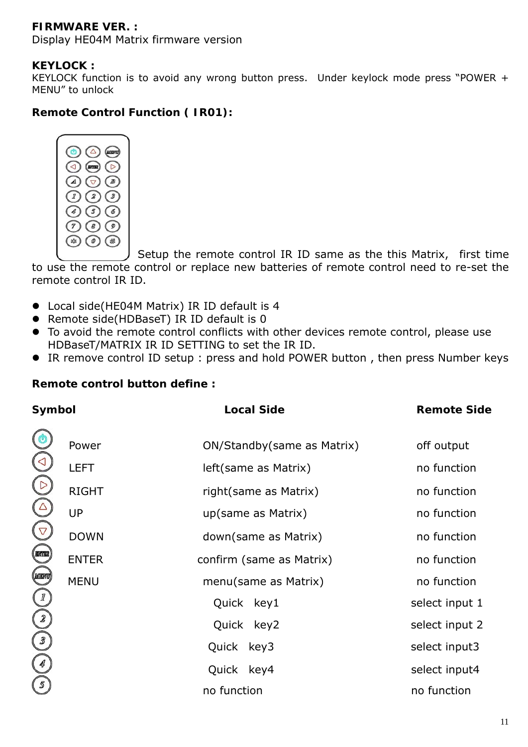**FIRMWARE VER. :**
Display HE04M Matrix firmware version

**KEYLOCK :**
KEYLOCK function is to avoid any wrong button press. Under keylock mode press "POWER + MENU" to unlock

**Remote Control Function ( IR01):**

Setup the remote control IR ID same as the this Matrix, first time to use the remote control or replace new batteries of remote control need to re-set the remote control IR ID.

- Local side(HE04M Matrix) IR ID default is 4
- Remote side(HDBaseT) IR ID default is 0
- To avoid the remote control conflicts with other devices remote control, please use HDBaseT/MATRIX IR ID SETTING to set the IR ID.
- IR remove control ID setup : press and hold POWER button , then press Number keys

**Remote control button define :**

| Symbol | | Local Side | Remote Side |
|---|---|---|---|
| | Power | ON/Standby(same as Matrix) | off output |
| | LEFT | left(same as Matrix) | no function |
| | RIGHT | right(same as Matrix) | no function |
| | UP | up(same as Matrix) | no function |
| | DOWN | down(same as Matrix) | no function |
| | ENTER | confirm (same as Matrix) | no function |
| | MENU | menu(same as Matrix) | no function |
| 1 | | Quick key1 | select input 1 |
| 2 | | Quick key2 | select input 2 |
| 3 | | Quick key3 | select input3 |
| 4 | | Quick key4 | select input4 |
| 5 | | no function | no function |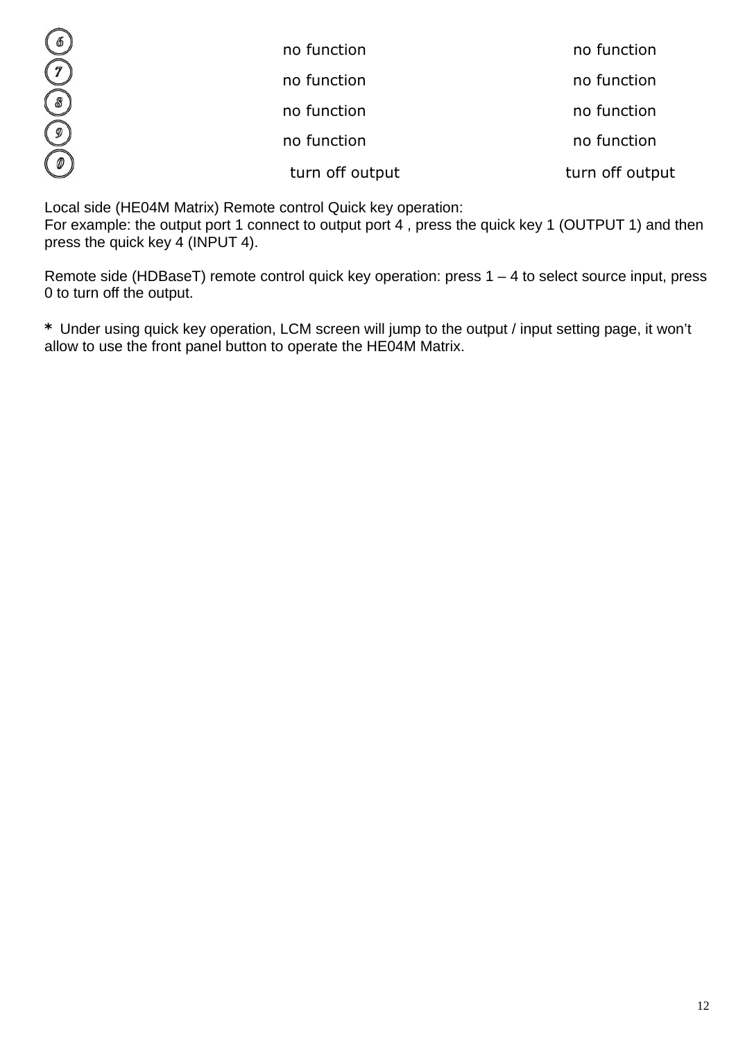| | | |
|---|---|---|
| 6 | no function | no function |
| 7 | no function | no function |
| 8 | no function | no function |
| 9 | no function | no function |
| 0 | turn off output | turn off output |

Local side (HE04M Matrix) Remote control Quick key operation:
For example: the output port 1 connect to output port 4 , press the quick key 1 (OUTPUT 1) and then press the quick key 4 (INPUT 4).

Remote side (HDBaseT) remote control quick key operation: press 1 – 4 to select source input, press 0 to turn off the output.

* Under using quick key operation, LCM screen will jump to the output / input setting page, it won't allow to use the front panel button to operate the HE04M Matrix.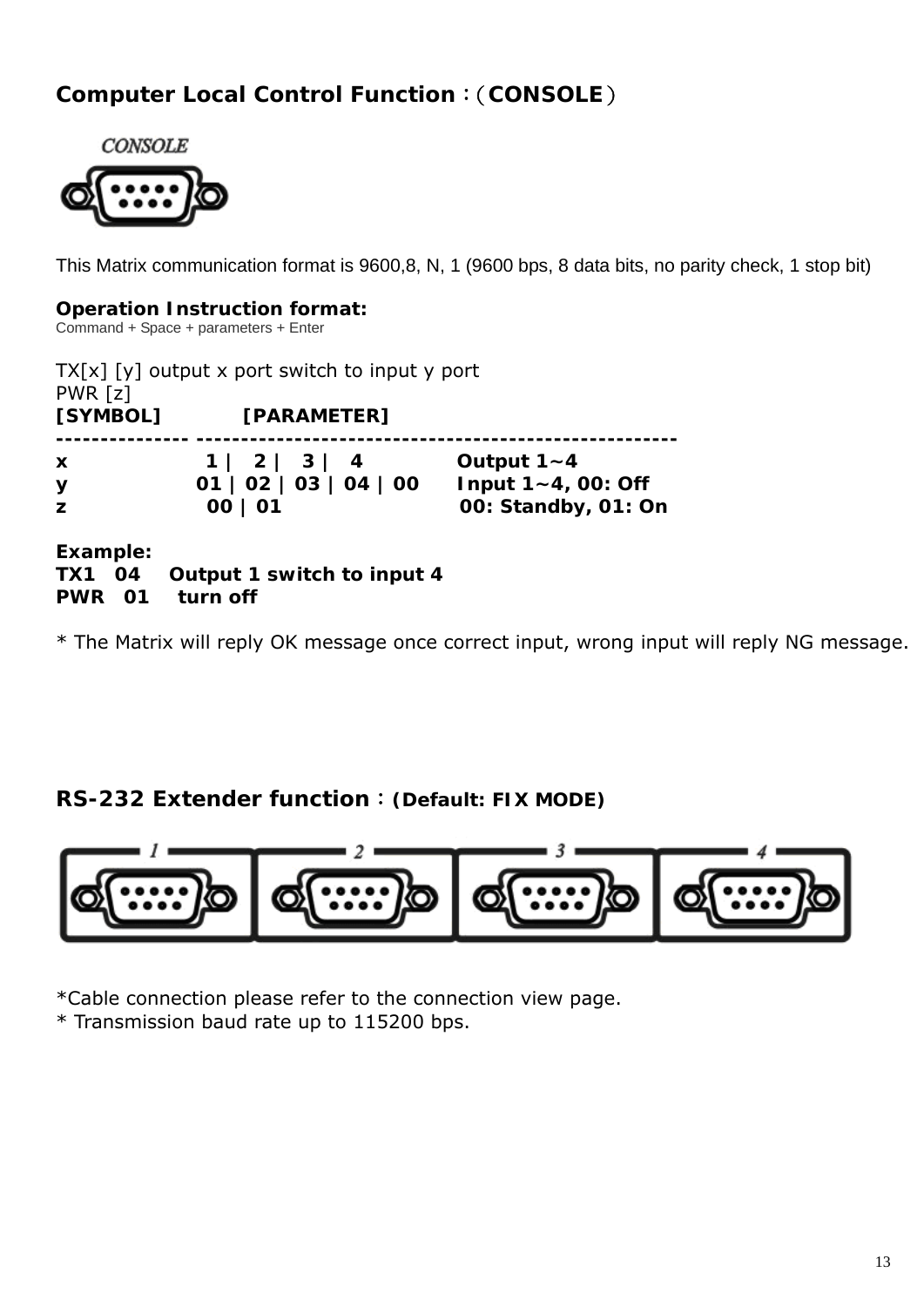## Computer Local Control Function：（CONSOLE）

This Matrix communication format is 9600,8, N, 1 (9600 bps, 8 data bits, no parity check, 1 stop bit)

**Operation Instruction format:**
Command + Space + parameters + Enter

TX[x] [y] output x port switch to input y port
PWR [z]

| [SYMBOL] | [PARAMETER] | |
|---|---|---|
| x | 1 \| 2 \| 3 \| 4 | Output 1~4 |
| y | 01 \| 02 \| 03 \| 04 \| 00 | Input 1~4, 00: Off |
| z | 00 \| 01 | 00: Standby, 01: On |

**Example:**
**TX1 04 Output 1 switch to input 4**
**PWR 01 turn off**

* The Matrix will reply OK message once correct input, wrong input will reply NG message.

## RS-232 Extender function：(Default: FIX MODE)

*Cable connection please refer to the connection view page.
* Transmission baud rate up to 115200 bps.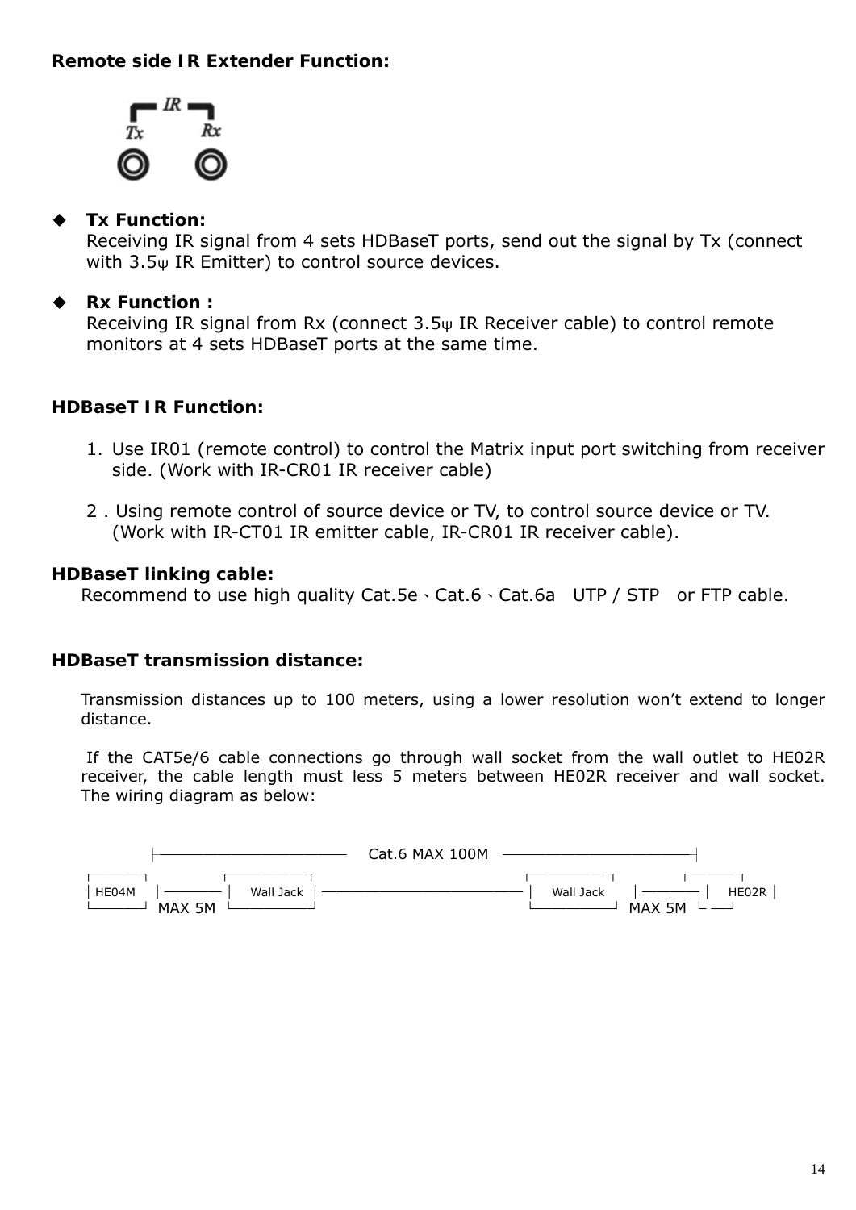**Remote side IR Extender Function:**

IR
Tx Rx

- **Tx Function:**
  Receiving IR signal from 4 sets HDBaseT ports, send out the signal by Tx (connect with 3.5ψ IR Emitter) to control source devices.

- **Rx Function :**
  Receiving IR signal from Rx (connect 3.5ψ IR Receiver cable) to control remote monitors at 4 sets HDBaseT ports at the same time.

**HDBaseT IR Function:**

1. Use IR01 (remote control) to control the Matrix input port switching from receiver side. (Work with IR-CR01 IR receiver cable)

2 . Using remote control of source device or TV, to control source device or TV. (Work with IR-CT01 IR emitter cable, IR-CR01 IR receiver cable).

**HDBaseT linking cable:**
Recommend to use high quality Cat.5e、Cat.6、Cat.6a UTP / STP or FTP cable.

**HDBaseT transmission distance:**

Transmission distances up to 100 meters, using a lower resolution won't extend to longer distance.

If the CAT5e/6 cable connections go through wall socket from the wall outlet to HE02R receiver, the cable length must less 5 meters between HE02R receiver and wall socket. The wiring diagram as below:

```
               |-------------------- Cat.6 MAX 100M --------------------|
[HE04M] --MAX 5M-- [Wall Jack] -------------------------- [Wall Jack] --MAX 5M-- [HE02R]
```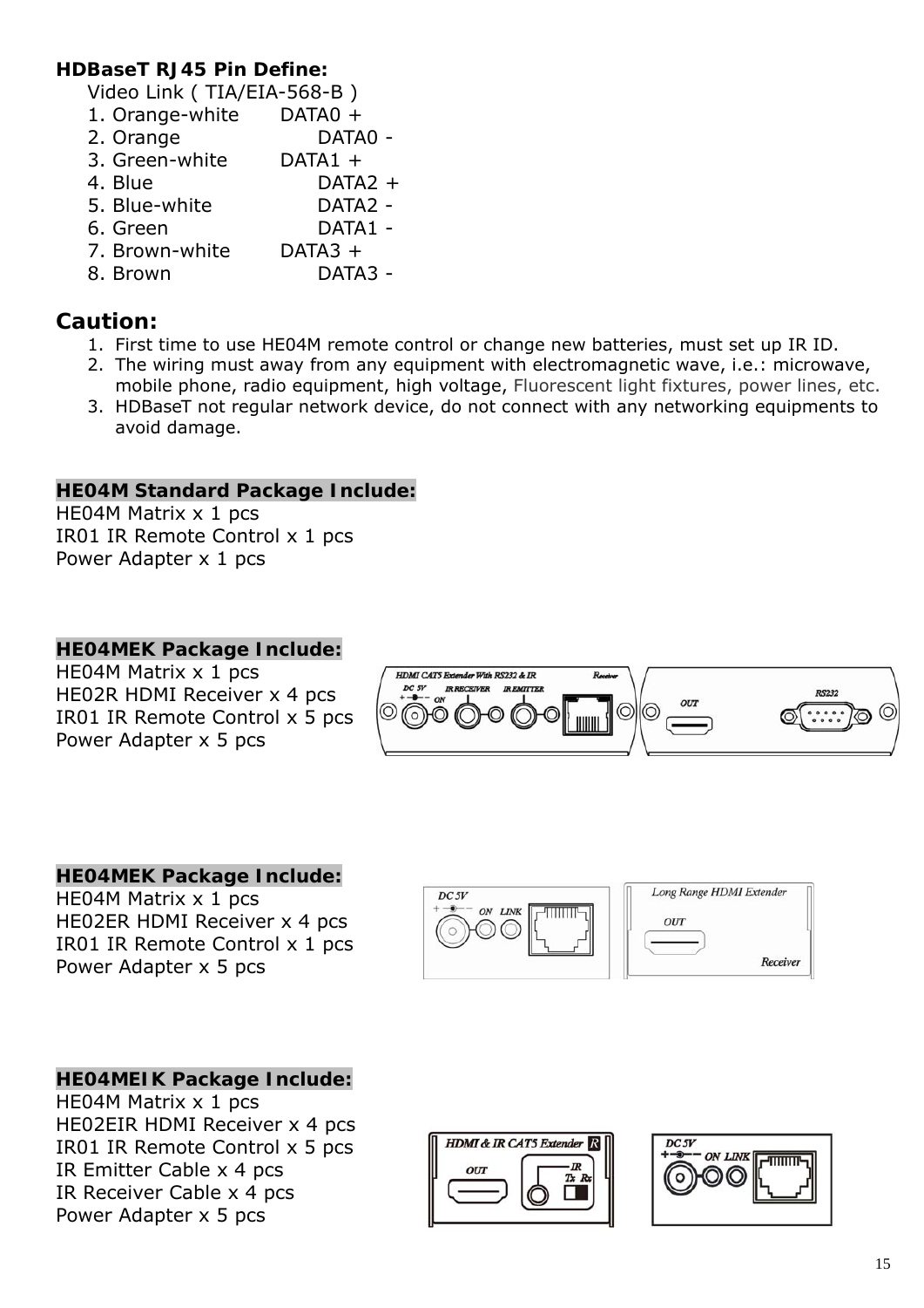**HDBaseT RJ45 Pin Define:**

Video Link ( TIA/EIA-568-B )

1. Orange-white DATA0 +
2. Orange DATA0 -
3. Green-white DATA1 +
4. Blue DATA2 +
5. Blue-white DATA2 -
6. Green DATA1 -
7. Brown-white DATA3 +
8. Brown DATA3 -

## Caution:

1. First time to use HE04M remote control or change new batteries, must set up IR ID.
2. The wiring must away from any equipment with electromagnetic wave, i.e.: microwave, mobile phone, radio equipment, high voltage, Fluorescent light fixtures, power lines, etc.
3. HDBaseT not regular network device, do not connect with any networking equipments to avoid damage.

**HE04M Standard Package Include:**

HE04M Matrix x 1 pcs
IR01 IR Remote Control x 1 pcs
Power Adapter x 1 pcs

**HE04MEK Package Include:**

HE04M Matrix x 1 pcs
HE02R HDMI Receiver x 4 pcs
IR01 IR Remote Control x 5 pcs
Power Adapter x 5 pcs

HDMI CAT5 Extender With RS232 & IR Receiver
DC 5V ON IR RECEIVER IR EMITTER OUT RS232

**HE04MEK Package Include:**

HE04M Matrix x 1 pcs
HE02ER HDMI Receiver x 4 pcs
IR01 IR Remote Control x 1 pcs
Power Adapter x 5 pcs

DC 5V ON LINK
Long Range HDMI Extender OUT Receiver

**HE04MEIK Package Include:**

HE04M Matrix x 1 pcs
HE02EIR HDMI Receiver x 4 pcs
IR01 IR Remote Control x 5 pcs
IR Emitter Cable x 4 pcs
IR Receiver Cable x 4 pcs
Power Adapter x 5 pcs

HDMI & IR CAT5 Extender R OUT IR Tx Rx
DC 5V ON LINK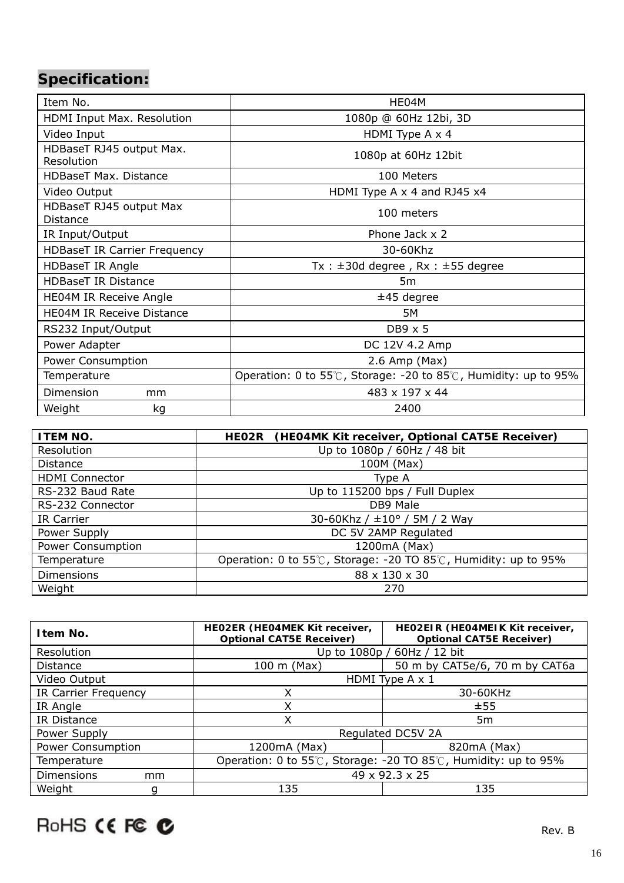## Specification:

| Item No. | HE04M |
|---|---|
| HDMI Input Max. Resolution | 1080p @ 60Hz 12bi, 3D |
| Video Input | HDMI Type A x 4 |
| HDBaseT RJ45 output Max. Resolution | 1080p at 60Hz 12bit |
| HDBaseT Max. Distance | 100 Meters |
| Video Output | HDMI Type A x 4 and RJ45 x4 |
| HDBaseT RJ45 output Max Distance | 100 meters |
| IR Input/Output | Phone Jack x 2 |
| HDBaseT IR Carrier Frequency | 30-60Khz |
| HDBaseT IR Angle | Tx : ±30d degree , Rx : ±55 degree |
| HDBaseT IR Distance | 5m |
| HE04M IR Receive Angle | ±45 degree |
| HE04M IR Receive Distance | 5M |
| RS232 Input/Output | DB9 x 5 |
| Power Adapter | DC 12V 4.2 Amp |
| Power Consumption | 2.6 Amp (Max) |
| Temperature | Operation: 0 to 55℃, Storage: -20 to 85℃, Humidity: up to 95% |
| Dimension mm | 483 x 197 x 44 |
| Weight kg | 2400 |

| ITEM NO. | HE02R (HE04MK Kit receiver, Optional CAT5E Receiver) |
|---|---|
| Resolution | Up to 1080p / 60Hz / 48 bit |
| Distance | 100M (Max) |
| HDMI Connector | Type A |
| RS-232 Baud Rate | Up to 115200 bps / Full Duplex |
| RS-232 Connector | DB9 Male |
| IR Carrier | 30-60Khz / ±10° / 5M / 2 Way |
| Power Supply | DC 5V 2AMP Regulated |
| Power Consumption | 1200mA (Max) |
| Temperature | Operation: 0 to 55℃, Storage: -20 TO 85℃, Humidity: up to 95% |
| Dimensions | 88 x 130 x 30 |
| Weight | 270 |

| Item No. | HE02ER (HE04MEK Kit receiver, Optional CAT5E Receiver) | HE02EIR (HE04MEIK Kit receiver, Optional CAT5E Receiver) |
|---|---|---|
| Resolution | Up to 1080p / 60Hz / 12 bit | |
| Distance | 100 m (Max) | 50 m by CAT5e/6, 70 m by CAT6a |
| Video Output | HDMI Type A x 1 | |
| IR Carrier Frequency | X | 30-60KHz |
| IR Angle | X | ±55 |
| IR Distance | X | 5m |
| Power Supply | Regulated DC5V 2A | |
| Power Consumption | 1200mA (Max) | 820mA (Max) |
| Temperature | Operation: 0 to 55℃, Storage: -20 TO 85℃, Humidity: up to 95% | |
| Dimensions mm | 49 x 92.3 x 25 | |
| Weight g | 135 | 135 |

RoHS CE FC

Rev. B